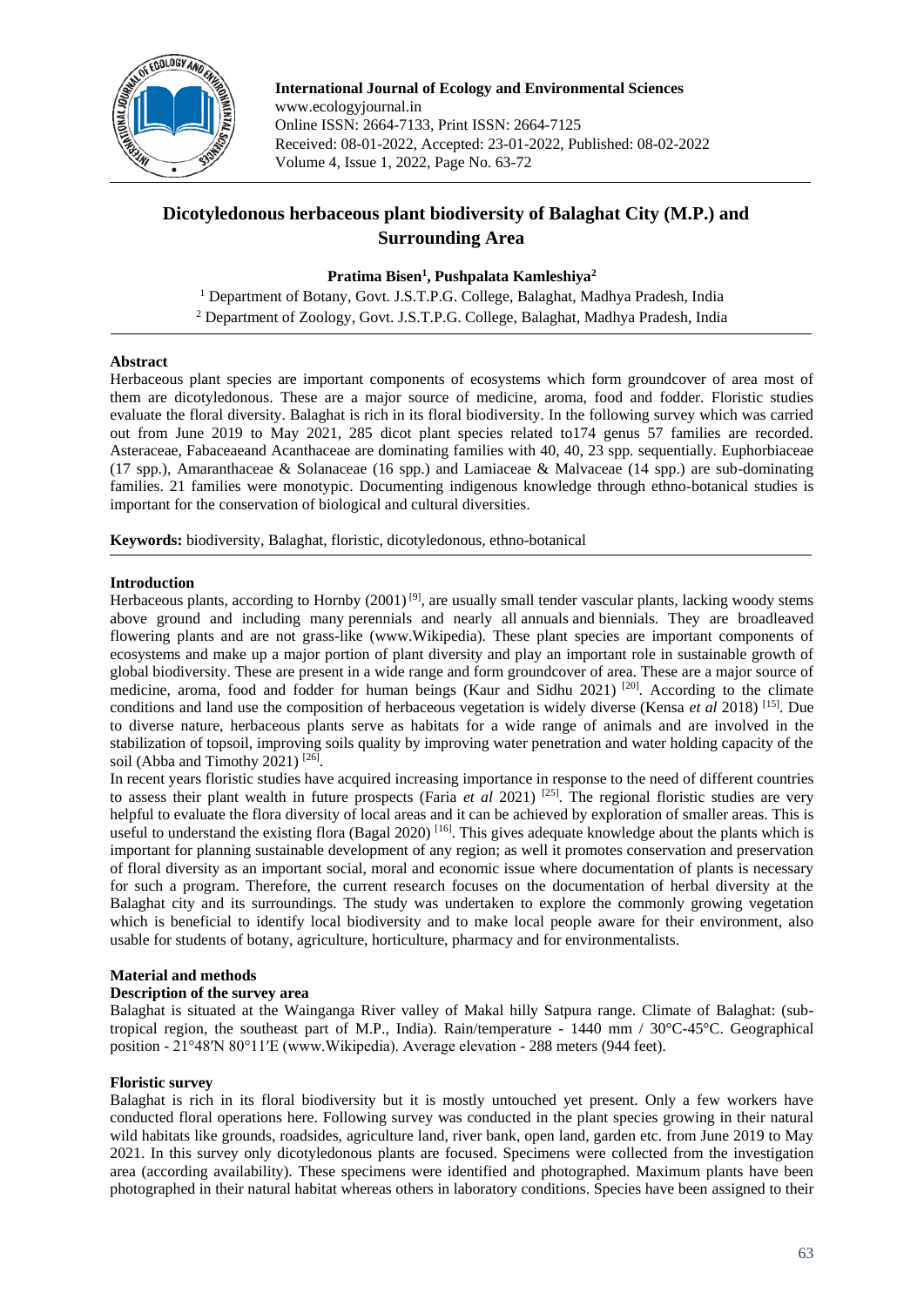**International Journal of Ecology and Environmental Sciences**
www.ecologyjournal.in
Online ISSN: 2664-7133, Print ISSN: 2664-7125
Received: 08-01-2022, Accepted: 23-01-2022, Published: 08-02-2022
Volume 4, Issue 1, 2022, Page No. 63-72

# Dicotyledonous herbaceous plant biodiversity of Balaghat City (M.P.) and Surrounding Area

**Pratima Bisen[1], Pushpalata Kamleshiya[2]**

[1] Department of Botany, Govt. J.S.T.P.G. College, Balaghat, Madhya Pradesh, India
[2] Department of Zoology, Govt. J.S.T.P.G. College, Balaghat, Madhya Pradesh, India

## Abstract

Herbaceous plant species are important components of ecosystems which form groundcover of area most of them are dicotyledonous. These are a major source of medicine, aroma, food and fodder. Floristic studies evaluate the floral diversity. Balaghat is rich in its floral biodiversity. In the following survey which was carried out from June 2019 to May 2021, 285 dicot plant species related to174 genus 57 families are recorded. Asteraceae, Fabaceaeand Acanthaceae are dominating families with 40, 40, 23 spp. sequentially. Euphorbiaceae (17 spp.), Amaranthaceae & Solanaceae (16 spp.) and Lamiaceae & Malvaceae (14 spp.) are sub-dominating families. 21 families were monotypic. Documenting indigenous knowledge through ethno-botanical studies is important for the conservation of biological and cultural diversities.

**Keywords:** biodiversity, Balaghat, floristic, dicotyledonous, ethno-botanical

## Introduction

Herbaceous plants, according to Hornby (2001) [9], are usually small tender vascular plants, lacking woody stems above ground and including many perennials and nearly all annuals and biennials. They are broadleaved flowering plants and are not grass-like (www.Wikipedia). These plant species are important components of ecosystems and make up a major portion of plant diversity and play an important role in sustainable growth of global biodiversity. These are present in a wide range and form groundcover of area. These are a major source of medicine, aroma, food and fodder for human beings (Kaur and Sidhu 2021) [20]. According to the climate conditions and land use the composition of herbaceous vegetation is widely diverse (Kensa *et al* 2018) [15]. Due to diverse nature, herbaceous plants serve as habitats for a wide range of animals and are involved in the stabilization of topsoil, improving soils quality by improving water penetration and water holding capacity of the soil (Abba and Timothy 2021) [26].

In recent years floristic studies have acquired increasing importance in response to the need of different countries to assess their plant wealth in future prospects (Faria *et al* 2021) [25]. The regional floristic studies are very helpful to evaluate the flora diversity of local areas and it can be achieved by exploration of smaller areas. This is useful to understand the existing flora (Bagal 2020) [16]. This gives adequate knowledge about the plants which is important for planning sustainable development of any region; as well it promotes conservation and preservation of floral diversity as an important social, moral and economic issue where documentation of plants is necessary for such a program. Therefore, the current research focuses on the documentation of herbal diversity at the Balaghat city and its surroundings. The study was undertaken to explore the commonly growing vegetation which is beneficial to identify local biodiversity and to make local people aware for their environment, also usable for students of botany, agriculture, horticulture, pharmacy and for environmentalists.

## Material and methods

### Description of the survey area

Balaghat is situated at the Wainganga River valley of Makal hilly Satpura range. Climate of Balaghat: (sub-tropical region, the southeast part of M.P., India). Rain/temperature - 1440 mm / 30°C-45°C. Geographical position - 21°48′N 80°11′E (www.Wikipedia). Average elevation - 288 meters (944 feet).

### Floristic survey

Balaghat is rich in its floral biodiversity but it is mostly untouched yet present. Only a few workers have conducted floral operations here. Following survey was conducted in the plant species growing in their natural wild habitats like grounds, roadsides, agriculture land, river bank, open land, garden etc. from June 2019 to May 2021. In this survey only dicotyledonous plants are focused. Specimens were collected from the investigation area (according availability). These specimens were identified and photographed. Maximum plants have been photographed in their natural habitat whereas others in laboratory conditions. Species have been assigned to their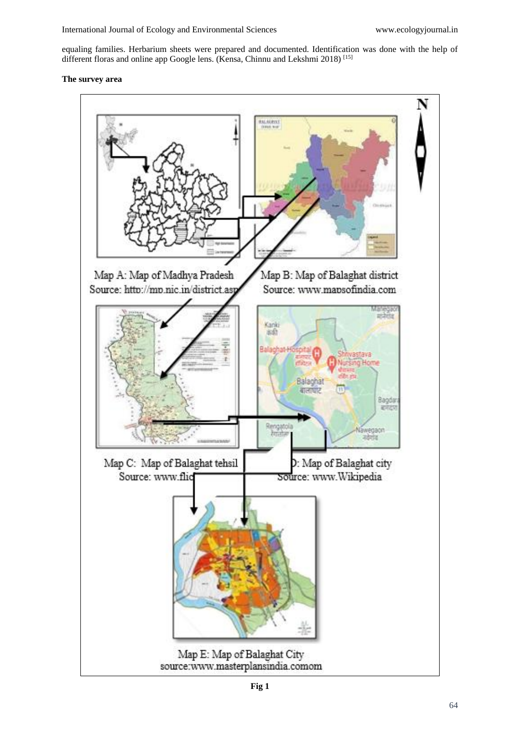equaling families. Herbarium sheets were prepared and documented. Identification was done with the help of different floras and online app Google lens. (Kensa, Chinnu and Lekshmi 2018) [15]

**The survey area**

Map A: Map of Madhya Pradesh
Source: http://mp.nic.in/district.asp

Map B: Map of Balaghat district
Source: www.mapsofindia.com

Map C: Map of Balaghat tehsil
Source: www.flic

D: Map of Balaghat city
Source: www.Wikipedia

Map E: Map of Balaghat City
source:www.masterplansindia.comom

**Fig 1**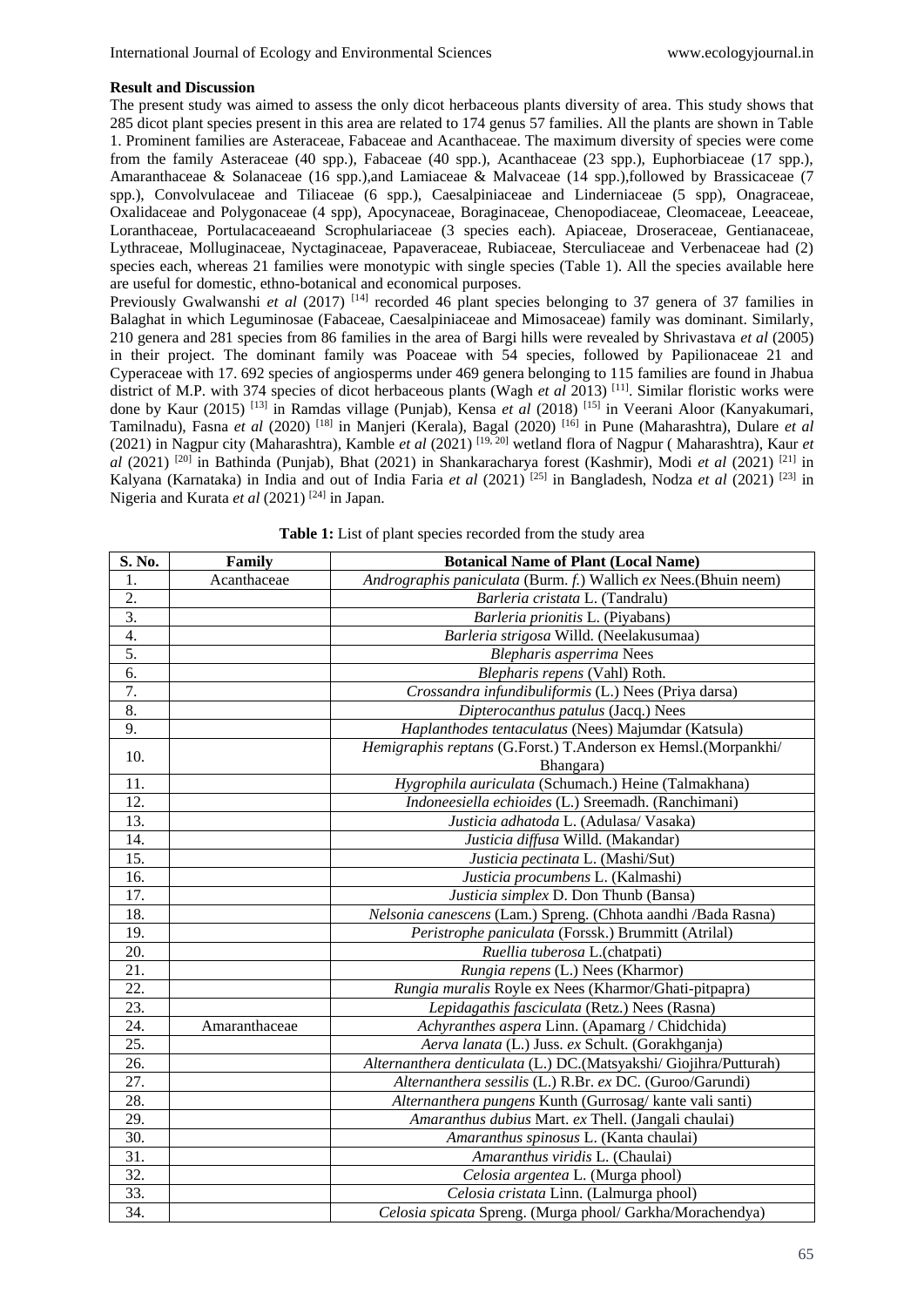**Result and Discussion**

The present study was aimed to assess the only dicot herbaceous plants diversity of area. This study shows that 285 dicot plant species present in this area are related to 174 genus 57 families. All the plants are shown in Table 1. Prominent families are Asteraceae, Fabaceae and Acanthaceae. The maximum diversity of species were come from the family Asteraceae (40 spp.), Fabaceae (40 spp.), Acanthaceae (23 spp.), Euphorbiaceae (17 spp.), Amaranthaceae & Solanaceae (16 spp.),and Lamiaceae & Malvaceae (14 spp.),followed by Brassicaceae (7 spp.), Convolvulaceae and Tiliaceae (6 spp.), Caesalpiniaceae and Linderniaceae (5 spp), Onagraceae, Oxalidaceae and Polygonaceae (4 spp), Apocynaceae, Boraginaceae, Chenopodiaceae, Cleomaceae, Leeaceae, Loranthaceae, Portulacaceaeand Scrophulariaceae (3 species each). Apiaceae, Droseraceae, Gentianaceae, Lythraceae, Molluginaceae, Nyctaginaceae, Papaveraceae, Rubiaceae, Sterculiaceae and Verbenaceae had (2) species each, whereas 21 families were monotypic with single species (Table 1). All the species available here are useful for domestic, ethno-botanical and economical purposes.

Previously Gwalwanshi *et al* (2017) [14] recorded 46 plant species belonging to 37 genera of 37 families in Balaghat in which Leguminosae (Fabaceae, Caesalpiniaceae and Mimosaceae) family was dominant. Similarly, 210 genera and 281 species from 86 families in the area of Bargi hills were revealed by Shrivastava *et al* (2005) in their project. The dominant family was Poaceae with 54 species, followed by Papilionaceae 21 and Cyperaceae with 17. 692 species of angiosperms under 469 genera belonging to 115 families are found in Jhabua district of M.P. with 374 species of dicot herbaceous plants (Wagh *et al* 2013) [11]. Similar floristic works were done by Kaur (2015) [13] in Ramdas village (Punjab), Kensa *et al* (2018) [15] in Veerani Aloor (Kanyakumari, Tamilnadu), Fasna *et al* (2020) [18] in Manjeri (Kerala), Bagal (2020) [16] in Pune (Maharashtra), Dulare *et al* (2021) in Nagpur city (Maharashtra), Kamble *et al* (2021) [19, 20] wetland flora of Nagpur ( Maharashtra), Kaur *et al* (2021) [20] in Bathinda (Punjab), Bhat (2021) in Shankaracharya forest (Kashmir), Modi *et al* (2021) [21] in Kalyana (Karnataka) in India and out of India Faria *et al* (2021) [25] in Bangladesh, Nodza *et al* (2021) [23] in Nigeria and Kurata *et al* (2021) [24] in Japan.

**Table 1:** List of plant species recorded from the study area

| S. No. | Family | Botanical Name of Plant (Local Name) |
|---|---|---|
| 1. | Acanthaceae | *Andrographis paniculata* (Burm. *f.*) Wallich *ex* Nees.(Bhuin neem) |
| 2. | | *Barleria cristata* L. (Tandralu) |
| 3. | | *Barleria prionitis* L. (Piyabans) |
| 4. | | *Barleria strigosa* Willd. (Neelakusumaa) |
| 5. | | *Blepharis asperrima* Nees |
| 6. | | *Blepharis repens* (Vahl) Roth. |
| 7. | | *Crossandra infundibuliformis* (L.) Nees (Priya darsa) |
| 8. | | *Dipterocanthus patulus* (Jacq.) Nees |
| 9. | | *Haplanthodes tentaculatus* (Nees) Majumdar (Katsula) |
| 10. | | *Hemigraphis reptans* (G.Forst.) T.Anderson ex Hemsl.(Morpankhi/ Bhangara) |
| 11. | | *Hygrophila auriculata* (Schumach.) Heine (Talmakhana) |
| 12. | | *Indoneesiella echioides* (L.) Sreemadh. (Ranchimani) |
| 13. | | *Justicia adhatoda* L. (Adulasa/ Vasaka) |
| 14. | | *Justicia diffusa* Willd. (Makandar) |
| 15. | | *Justicia pectinata* L. (Mashi/Sut) |
| 16. | | *Justicia procumbens* L. (Kalmashi) |
| 17. | | *Justicia simplex* D. Don Thunb (Bansa) |
| 18. | | *Nelsonia canescens* (Lam.) Spreng. (Chhota aandhi /Bada Rasna) |
| 19. | | *Peristrophe paniculata* (Forssk.) Brummitt (Atrilal) |
| 20. | | *Ruellia tuberosa* L.(chatpati) |
| 21. | | *Rungia repens* (L.) Nees (Kharmor) |
| 22. | | *Rungia muralis* Royle ex Nees (Kharmor/Ghati-pitpapra) |
| 23. | | *Lepidagathis fasciculata* (Retz.) Nees (Rasna) |
| 24. | Amaranthaceae | *Achyranthes aspera* Linn. (Apamarg / Chidchida) |
| 25. | | *Aerva lanata* (L.) Juss. *ex* Schult. (Gorakhganja) |
| 26. | | *Alternanthera denticulata* (L.) DC.(Matsyakshi/ Giojihra/Putturah) |
| 27. | | *Alternanthera sessilis* (L.) R.Br. *ex* DC. (Guroo/Garundi) |
| 28. | | *Alternanthera pungens* Kunth (Gurrosag/ kante vali santi) |
| 29. | | *Amaranthus dubius* Mart. *ex* Thell. (Jangali chaulai) |
| 30. | | *Amaranthus spinosus* L. (Kanta chaulai) |
| 31. | | *Amaranthus viridis* L. (Chaulai) |
| 32. | | *Celosia argentea* L. (Murga phool) |
| 33. | | *Celosia cristata* Linn. (Lalmurga phool) |
| 34. | | *Celosia spicata* Spreng. (Murga phool/ Garkha/Morachendya) |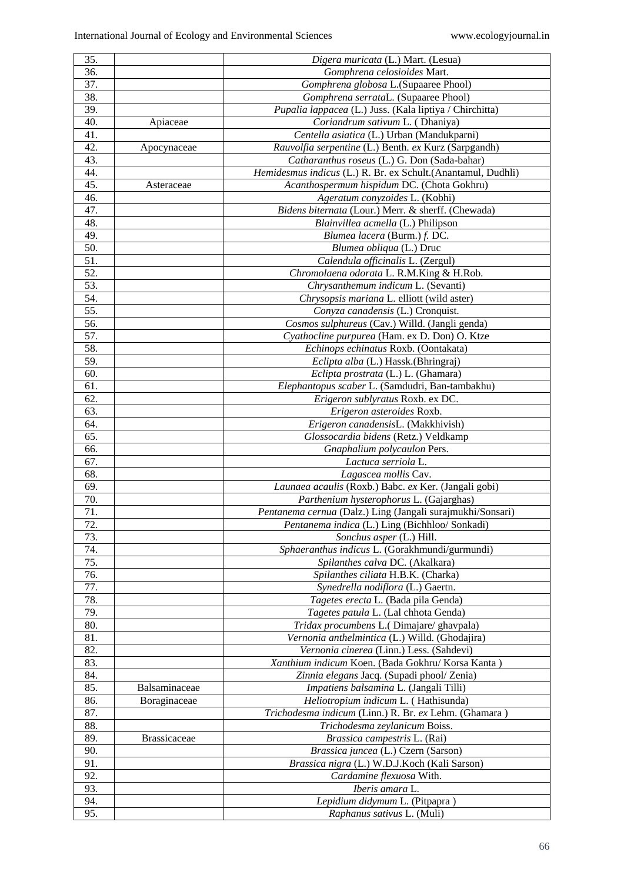| | | |
|---|---|---|
| 35. | | *Digera muricata* (L.) Mart. (Lesua) |
| 36. | | *Gomphrena celosioides* Mart. |
| 37. | | *Gomphrena globosa* L.(Supaaree Phool) |
| 38. | | *Gomphrena serrata*L. (Supaaree Phool) |
| 39. | | *Pupalia lappacea* (L.) Juss. (Kala liptiya / Chirchitta) |
| 40. | Apiaceae | *Coriandrum sativum* L. ( Dhaniya) |
| 41. | | *Centella asiatica* (L.) Urban (Mandukparni) |
| 42. | Apocynaceae | *Rauvolfia serpentine* (L.) Benth. *ex* Kurz (Sarpgandh) |
| 43. | | *Catharanthus roseus* (L.) G. Don (Sada-bahar) |
| 44. | | *Hemidesmus indicus* (L.) R. Br. ex Schult.(Anantamul, Dudhli) |
| 45. | Asteraceae | *Acanthospermum hispidum* DC. (Chota Gokhru) |
| 46. | | *Ageratum conyzoides* L. (Kobhi) |
| 47. | | *Bidens biternata* (Lour.) Merr. & sherff. (Chewada) |
| 48. | | *Blainvillea acmella* (L.) Philipson |
| 49. | | *Blumea lacera* (Burm.) *f.* DC. |
| 50. | | *Blumea obliqua* (L.) Druc |
| 51. | | *Calendula officinalis* L. (Zergul) |
| 52. | | *Chromolaena odorata* L. R.M.King & H.Rob. |
| 53. | | *Chrysanthemum indicum* L. (Sevanti) |
| 54. | | *Chrysopsis mariana* L. elliott (wild aster) |
| 55. | | *Conyza canadensis* (L.) Cronquist. |
| 56. | | *Cosmos sulphureus* (Cav.) Willd. (Jangli genda) |
| 57. | | *Cyathocline purpurea* (Ham. ex D. Don) O. Ktze |
| 58. | | *Echinops echinatus* Roxb. (Oontakata) |
| 59. | | *Eclipta alba* (L.) Hassk.(Bhringraj) |
| 60. | | *Eclipta prostrata* (L.) L. (Ghamara) |
| 61. | | *Elephantopus scaber* L. (Samdudri, Ban-tambakhu) |
| 62. | | *Erigeron sublyratus* Roxb. ex DC. |
| 63. | | *Erigeron asteroides* Roxb. |
| 64. | | *Erigeron canadensis*L. (Makkhivish) |
| 65. | | *Glossocardia bidens* (Retz.) Veldkamp |
| 66. | | *Gnaphalium polycaulon* Pers. |
| 67. | | *Lactuca serriola* L. |
| 68. | | *Lagascea mollis* Cav. |
| 69. | | *Launaea acaulis* (Roxb.) Babc. *ex* Ker. (Jangali gobi) |
| 70. | | *Parthenium hysterophorus* L. (Gajarghas) |
| 71. | | *Pentanema cernua* (Dalz.) Ling (Jangali surajmukhi/Sonsari) |
| 72. | | *Pentanema indica* (L.) Ling (Bichhloo/ Sonkadi) |
| 73. | | *Sonchus asper* (L.) Hill. |
| 74. | | *Sphaeranthus indicus* L. (Gorakhmundi/gurmundi) |
| 75. | | *Spilanthes calva* DC. (Akalkara) |
| 76. | | *Spilanthes ciliata* H.B.K. (Charka) |
| 77. | | *Synedrella nodiflora* (L.) Gaertn. |
| 78. | | *Tagetes erecta* L. (Bada pila Genda) |
| 79. | | *Tagetes patula* L. (Lal chhota Genda) |
| 80. | | *Tridax procumbens* L.( Dimajare/ ghavpala) |
| 81. | | *Vernonia anthelmintica* (L.) Willd. (Ghodajira) |
| 82. | | *Vernonia cinerea* (Linn.) Less. (Sahdevi) |
| 83. | | *Xanthium indicum* Koen. (Bada Gokhru/ Korsa Kanta ) |
| 84. | | *Zinnia elegans* Jacq. (Supadi phool/ Zenia) |
| 85. | Balsaminaceae | *Impatiens balsamina* L. (Jangali Tilli) |
| 86. | Boraginaceae | *Heliotropium indicum* L. ( Hathisunda) |
| 87. | | *Trichodesma indicum* (Linn.) R. Br. *ex* Lehm. (Ghamara ) |
| 88. | | *Trichodesma zeylanicum* Boiss. |
| 89. | Brassicaceae | *Brassica campestris* L. (Rai) |
| 90. | | *Brassica juncea* (L.) Czern (Sarson) |
| 91. | | *Brassica nigra* (L.) W.D.J.Koch (Kali Sarson) |
| 92. | | *Cardamine flexuosa* With. |
| 93. | | *Iberis amara* L. |
| 94. | | *Lepidium didymum* L. (Pitpapra ) |
| 95. | | *Raphanus sativus* L. (Muli) |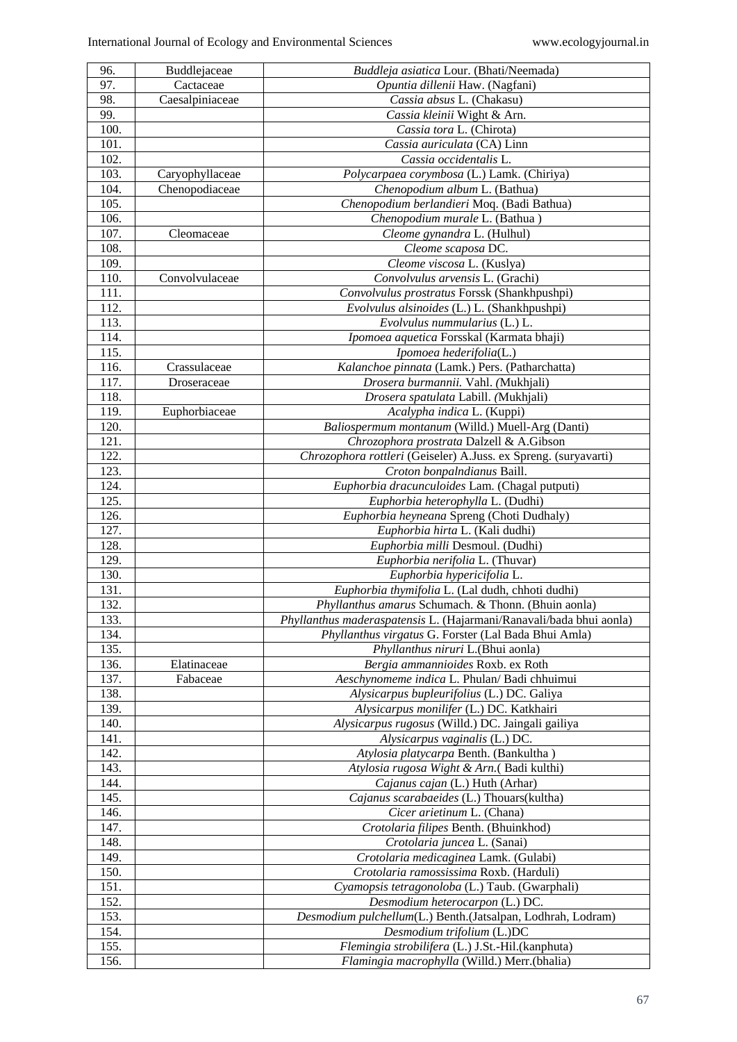| | | |
|---|---|---|
| 96. | Buddlejaceae | *Buddleja asiatica* Lour. (Bhati/Neemada) |
| 97. | Cactaceae | *Opuntia dillenii* Haw. (Nagfani) |
| 98. | Caesalpiniaceae | *Cassia absus* L. (Chakasu) |
| 99. | | *Cassia kleinii* Wight & Arn. |
| 100. | | *Cassia tora* L. (Chirota) |
| 101. | | *Cassia auriculata* (CA) Linn |
| 102. | | *Cassia occidentalis* L. |
| 103. | Caryophyllaceae | *Polycarpaea corymbosa* (L.) Lamk. (Chiriya) |
| 104. | Chenopodiaceae | *Chenopodium album* L. (Bathua) |
| 105. | | *Chenopodium berlandieri* Moq. (Badi Bathua) |
| 106. | | *Chenopodium murale* L. (Bathua ) |
| 107. | Cleomaceae | *Cleome gynandra* L. (Hulhul) |
| 108. | | *Cleome scaposa* DC. |
| 109. | | *Cleome viscosa* L. (Kuslya) |
| 110. | Convolvulaceae | *Convolvulus arvensis* L. (Grachi) |
| 111. | | *Convolvulus prostratus* Forssk (Shankhpushpi) |
| 112. | | *Evolvulus alsinoides* (L.) L. (Shankhpushpi) |
| 113. | | *Evolvulus nummularius* (L.) L. |
| 114. | | *Ipomoea aquetica* Forsskal (Karmata bhaji) |
| 115. | | *Ipomoea hederifolia*(L.) |
| 116. | Crassulaceae | *Kalanchoe pinnata* (Lamk.) Pers. (Patharchatta) |
| 117. | Droseraceae | *Drosera burmannii.* Vahl. *(*Mukhjali) |
| 118. | | *Drosera spatulata* Labill. *(*Mukhjali) |
| 119. | Euphorbiaceae | *Acalypha indica* L. (Kuppi) |
| 120. | | *Baliospermum montanum* (Willd.) Muell-Arg (Danti) |
| 121. | | *Chrozophora prostrata* Dalzell & A.Gibson |
| 122. | | *Chrozophora rottleri* (Geiseler) A.Juss. ex Spreng. (suryavarti) |
| 123. | | *Croton bonpalndianus* Baill. |
| 124. | | *Euphorbia dracunculoides* Lam. (Chagal putputi) |
| 125. | | *Euphorbia heterophylla* L. (Dudhi) |
| 126. | | *Euphorbia heyneana* Spreng (Choti Dudhaly) |
| 127. | | *Euphorbia hirta* L. (Kali dudhi) |
| 128. | | *Euphorbia milli* Desmoul. (Dudhi) |
| 129. | | *Euphorbia nerifolia* L. (Thuvar) |
| 130. | | *Euphorbia hypericifolia* L. |
| 131. | | *Euphorbia thymifolia* L. (Lal dudh, chhoti dudhi) |
| 132. | | *Phyllanthus amarus* Schumach. & Thonn. (Bhuin aonla) |
| 133. | | *Phyllanthus maderaspatensis* L. (Hajarmani/Ranavali/bada bhui aonla) |
| 134. | | *Phyllanthus virgatus* G. Forster (Lal Bada Bhui Amla) |
| 135. | | *Phyllanthus niruri* L.(Bhui aonla) |
| 136. | Elatinaceae | *Bergia ammannioides* Roxb. ex Roth |
| 137. | Fabaceae | *Aeschynomeme indica* L. Phulan/ Badi chhuimui |
| 138. | | *Alysicarpus bupleurifolius* (L.) DC. Galiya |
| 139. | | *Alysicarpus monilifer* (L.) DC. Katkhairi |
| 140. | | *Alysicarpus rugosus* (Willd.) DC. Jaingali gailiya |
| 141. | | *Alysicarpus vaginalis* (L.) DC. |
| 142. | | *Atylosia platycarpa* Benth. (Bankultha ) |
| 143. | | *Atylosia rugosa Wight & Arn.*( Badi kulthi) |
| 144. | | *Cajanus cajan* (L.) Huth (Arhar) |
| 145. | | *Cajanus scarabaeides* (L.) Thouars(kultha) |
| 146. | | *Cicer arietinum* L. (Chana) |
| 147. | | *Crotolaria filipes* Benth. (Bhuinkhod) |
| 148. | | *Crotolaria juncea* L. (Sanai) |
| 149. | | *Crotolaria medicaginea* Lamk. (Gulabi) |
| 150. | | *Crotolaria ramossissima* Roxb. (Harduli) |
| 151. | | *Cyamopsis tetragonoloba* (L.) Taub. (Gwarphali) |
| 152. | | *Desmodium heterocarpon* (L.) DC. |
| 153. | | *Desmodium pulchellum*(L.) Benth.(Jatsalpan, Lodhrah, Lodram) |
| 154. | | *Desmodium trifolium* (L.)DC |
| 155. | | *Flemingia strobilifera* (L.) J.St.-Hil.(kanphuta) |
| 156. | | *Flamingia macrophylla* (Willd.) Merr.(bhalia) |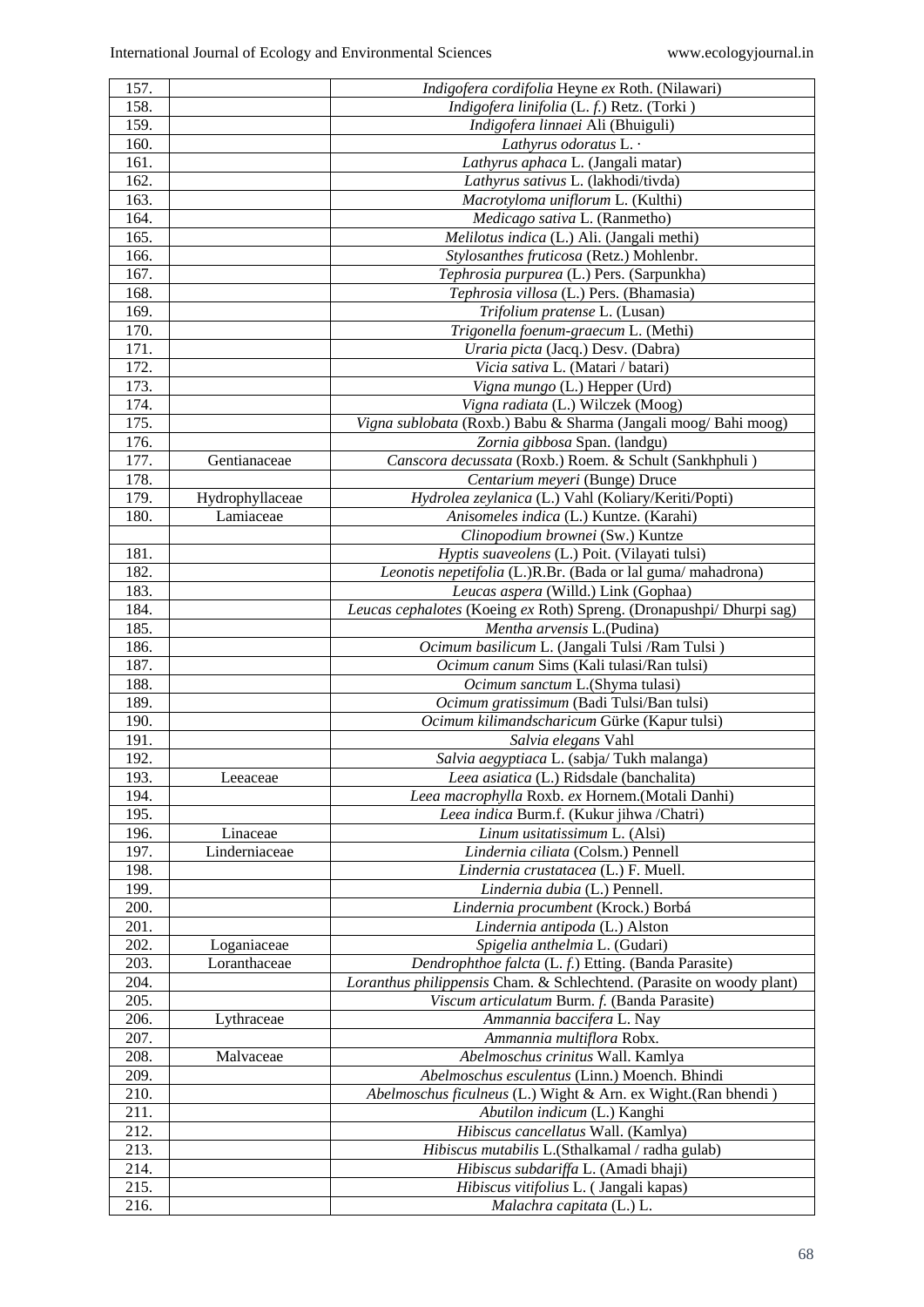| | | |
|---|---|---|
| 157. | | *Indigofera cordifolia* Heyne *ex* Roth. (Nilawari) |
| 158. | | *Indigofera linifolia* (L. *f.*) Retz. (Torki ) |
| 159. | | *Indigofera linnaei* Ali (Bhuiguli) |
| 160. | | *Lathyrus odoratus* L. · |
| 161. | | *Lathyrus aphaca* L. (Jangali matar) |
| 162. | | *Lathyrus sativus* L. (lakhodi/tivda) |
| 163. | | *Macrotyloma uniflorum* L. (Kulthi) |
| 164. | | *Medicago sativa* L. (Ranmetho) |
| 165. | | *Melilotus indica* (L.) Ali. (Jangali methi) |
| 166. | | *Stylosanthes fruticosa* (Retz.) Mohlenbr. |
| 167. | | *Tephrosia purpurea* (L.) Pers. (Sarpunkha) |
| 168. | | *Tephrosia villosa* (L.) Pers. (Bhamasia) |
| 169. | | *Trifolium pratense* L. (Lusan) |
| 170. | | *Trigonella foenum-graecum* L. (Methi) |
| 171. | | *Uraria picta* (Jacq.) Desv. (Dabra) |
| 172. | | *Vicia sativa* L. (Matari / batari) |
| 173. | | *Vigna mungo* (L.) Hepper (Urd) |
| 174. | | *Vigna radiata* (L.) Wilczek (Moog) |
| 175. | | *Vigna sublobata* (Roxb.) Babu & Sharma (Jangali moog/ Bahi moog) |
| 176. | | *Zornia gibbosa* Span. (landgu) |
| 177. | Gentianaceae | *Canscora decussata* (Roxb.) Roem. & Schult (Sankhphuli ) |
| 178. | | *Centarium meyeri* (Bunge) Druce |
| 179. | Hydrophyllaceae | *Hydrolea zeylanica* (L.) Vahl (Koliary/Keriti/Popti) |
| 180. | Lamiaceae | *Anisomeles indica* (L.) Kuntze. (Karahi) |
| | | *Clinopodium brownei* (Sw.) Kuntze |
| 181. | | *Hyptis suaveolens* (L.) Poit. (Vilayati tulsi) |
| 182. | | *Leonotis nepetifolia* (L.)R.Br. (Bada or lal guma/ mahadrona) |
| 183. | | *Leucas aspera* (Willd.) Link (Gophaa) |
| 184. | | *Leucas cephalotes* (Koeing *ex* Roth) Spreng. (Dronapushpi/ Dhurpi sag) |
| 185. | | *Mentha arvensis* L.(Pudina) |
| 186. | | *Ocimum basilicum* L. (Jangali Tulsi /Ram Tulsi ) |
| 187. | | *Ocimum canum* Sims (Kali tulasi/Ran tulsi) |
| 188. | | *Ocimum sanctum* L.(Shyma tulasi) |
| 189. | | *Ocimum gratissimum* (Badi Tulsi/Ban tulsi) |
| 190. | | *Ocimum kilimandscharicum* Gürke (Kapur tulsi) |
| 191. | | *Salvia elegans* Vahl |
| 192. | | *Salvia aegyptiaca* L. (sabja/ Tukh malanga) |
| 193. | Leeaceae | *Leea asiatica* (L.) Ridsdale (banchalita) |
| 194. | | *Leea macrophylla* Roxb. *ex* Hornem.(Motali Danhi) |
| 195. | | *Leea indica* Burm.f. (Kukur jihwa /Chatri) |
| 196. | Linaceae | *Linum usitatissimum* L. (Alsi) |
| 197. | Linderniaceae | *Lindernia ciliata* (Colsm.) Pennell |
| 198. | | *Lindernia crustatacea* (L.) F. Muell. |
| 199. | | *Lindernia dubia* (L.) Pennell. |
| 200. | | *Lindernia procumbent* (Krock.) Borbá |
| 201. | | *Lindernia antipoda* (L.) Alston |
| 202. | Loganiaceae | *Spigelia anthelmia* L. (Gudari) |
| 203. | Loranthaceae | *Dendrophthoe falcta* (L. *f.*) Etting. (Banda Parasite) |
| 204. | | *Loranthus philippensis* Cham. & Schlechtend. (Parasite on woody plant) |
| 205. | | *Viscum articulatum* Burm. *f.* (Banda Parasite) |
| 206. | Lythraceae | *Ammannia baccifera* L. Nay |
| 207. | | *Ammannia multiflora* Robx. |
| 208. | Malvaceae | *Abelmoschus crinitus* Wall. Kamlya |
| 209. | | *Abelmoschus esculentus* (Linn.) Moench. Bhindi |
| 210. | | *Abelmoschus ficulneus* (L.) Wight & Arn. ex Wight.(Ran bhendi ) |
| 211. | | *Abutilon indicum* (L.) Kanghi |
| 212. | | *Hibiscus cancellatus* Wall. (Kamlya) |
| 213. | | *Hibiscus mutabilis* L.(Sthalkamal / radha gulab) |
| 214. | | *Hibiscus subdariffa* L. (Amadi bhaji) |
| 215. | | *Hibiscus vitifolius* L. ( Jangali kapas) |
| 216. | | *Malachra capitata* (L.) L. |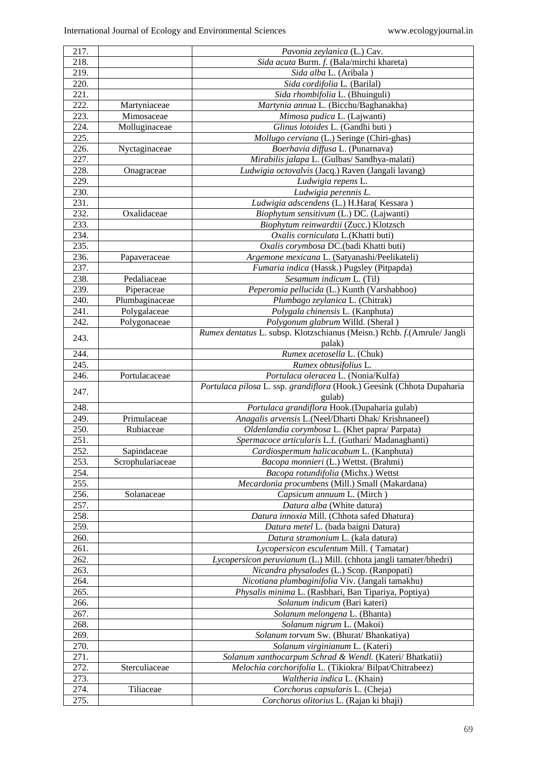| | | |
|---|---|---|
| 217. | | *Pavonia zeylanica* (L.) Cav. |
| 218. | | *Sida acuta* Burm. *f.* (Bala/mirchi khareta) |
| 219. | | *Sida alba* L. (Aribala ) |
| 220. | | *Sida cordifolia* L. (Barilal) |
| 221. | | *Sida rhombifolia* L. (Bhuinguli) |
| 222. | Martyniaceae | *Martynia annua* L. (Bicchu/Baghanakha) |
| 223. | Mimosaceae | *Mimosa pudica* L. (Lajwanti) |
| 224. | Molluginaceae | *Glinus lotoides* L. (Gandhi buti ) |
| 225. | | *Mollugo cerviana* (L.) Seringe (Chiri-ghas) |
| 226. | Nyctaginaceae | *Boerhavia diffusa* L. (Punarnava) |
| 227. | | *Mirabilis jalapa* L. (Gulbas/ Sandhya-malati) |
| 228. | Onagraceae | *Ludwigia octovalvis* (Jacq.) Raven (Jangali lavang) |
| 229. | | *Ludwigia repens* L. |
| 230. | | *Ludwigia perennis L.* |
| 231. | | *Ludwigia adscendens* (L.) H.Hara( Kessara ) |
| 232. | Oxalidaceae | *Biophytum sensitivum* (L.) DC. (Lajwanti) |
| 233. | | *Biophytum reinwardtii* (Zucc.) Klotzsch |
| 234. | | *Oxalis corniculata* L.(Khatti buti) |
| 235. | | *Oxalis corymbosa* DC.(badi Khatti buti) |
| 236. | Papaveraceae | *Argemone mexicana* L. (Satyanashi/Peelikateli) |
| 237. | | *Fumaria indica* (Hassk.) Pugsley (Pitpapda) |
| 238. | Pedaliaceae | *Sesamum indicum* L. (Til) |
| 239. | Piperaceae | *Peperomia pellucida* (L.) Kunth (Varshabhoo) |
| 240. | Plumbaginaceae | *Plumbago zeylanica* L. (Chitrak) |
| 241. | Polygalaceae | *Polygala chinensis* L. (Kanphuta) |
| 242. | Polygonaceae | *Polygonum glabrum* Willd. (Sheral ) |
| 243. | | *Rumex dentatus* L. subsp. Klotzschianus (Meisn.) Rchb. *f.*(Amrule/ Jangli palak) |
| 244. | | *Rumex acetosella* L. (Chuk) |
| 245. | | *Rumex obtusifolius* L. |
| 246. | Portulacaceae | *Portulaca oleracea* L. (Nonia/Kulfa) |
| 247. | | *Portulaca pilosa* L. ssp. *grandiflora* (Hook.) Geesink (Chhota Dupaharia gulab) |
| 248. | | *Portulaca grandiflora* Hook.(Dupaharia gulab) |
| 249. | Primulaceae | *Anagalis arvensis* L.(Neel/Dharti Dhak/ Krishnaneel) |
| 250. | Rubiaceae | *Oldenlandia corymbosa* L. (Khet papra/ Parpata) |
| 251. | | *Spermacoce articularis* L.f. (Guthari/ Madanaghanti) |
| 252. | Sapindaceae | *Cardiospermum halicacabum* L. (Kanphuta) |
| 253. | Scrophulariaceae | *Bacopa monnieri* (L.) Wettst. (Brahmi) |
| 254. | | *Bacopa rotundifolia* (Michx.) Wettst |
| 255. | | *Mecardonia procumbens* (Mill.) Small (Makardana) |
| 256. | Solanaceae | *Capsicum annuum* L. (Mirch ) |
| 257. | | *Datura alba* (White datura) |
| 258. | | *Datura innoxia* Mill. (Chhota safed Dhatura) |
| 259. | | *Datura metel* L. (bada baigni Datura) |
| 260. | | *Datura stramonium* L. (kala datura) |
| 261. | | *Lycopersicon esculentum* Mill. ( Tamatar) |
| 262. | | *Lycopersicon peruvianum* (L.) Mill. (chhota jangli tamater/bhedri) |
| 263. | | *Nicandra physalodes* (L.) Scop. (Ranpopati) |
| 264. | | *Nicotiana plumbaginifolia* Viv. (Jangali tamakhu) |
| 265. | | *Physalis minima* L. (Rasbhari, Ban Tipariya, Poptiya) |
| 266. | | *Solanum indicum* (Bari kateri) |
| 267. | | *Solanum melongena* L. (Bhanta) |
| 268. | | *Solanum nigrum* L. (Makoi) |
| 269. | | *Solanum torvum* Sw. (Bhurat/ Bhankatiya) |
| 270. | | *Solanum virginianum* L. (Kateri) |
| 271. | | *Solanum xanthocarpum Schrad & Wendl.* (Kateri/ Bhatkatii) |
| 272. | Sterculiaceae | *Melochia corchorifolia* L. (Tikiokra/ Bilpat/Chitrabeez) |
| 273. | | *Waltheria indica* L. (Khain) |
| 274. | Tiliaceae | *Corchorus capsularis* L. (Cheja) |
| 275. | | *Corchorus olitorius* L. (Rajan ki bhaji) |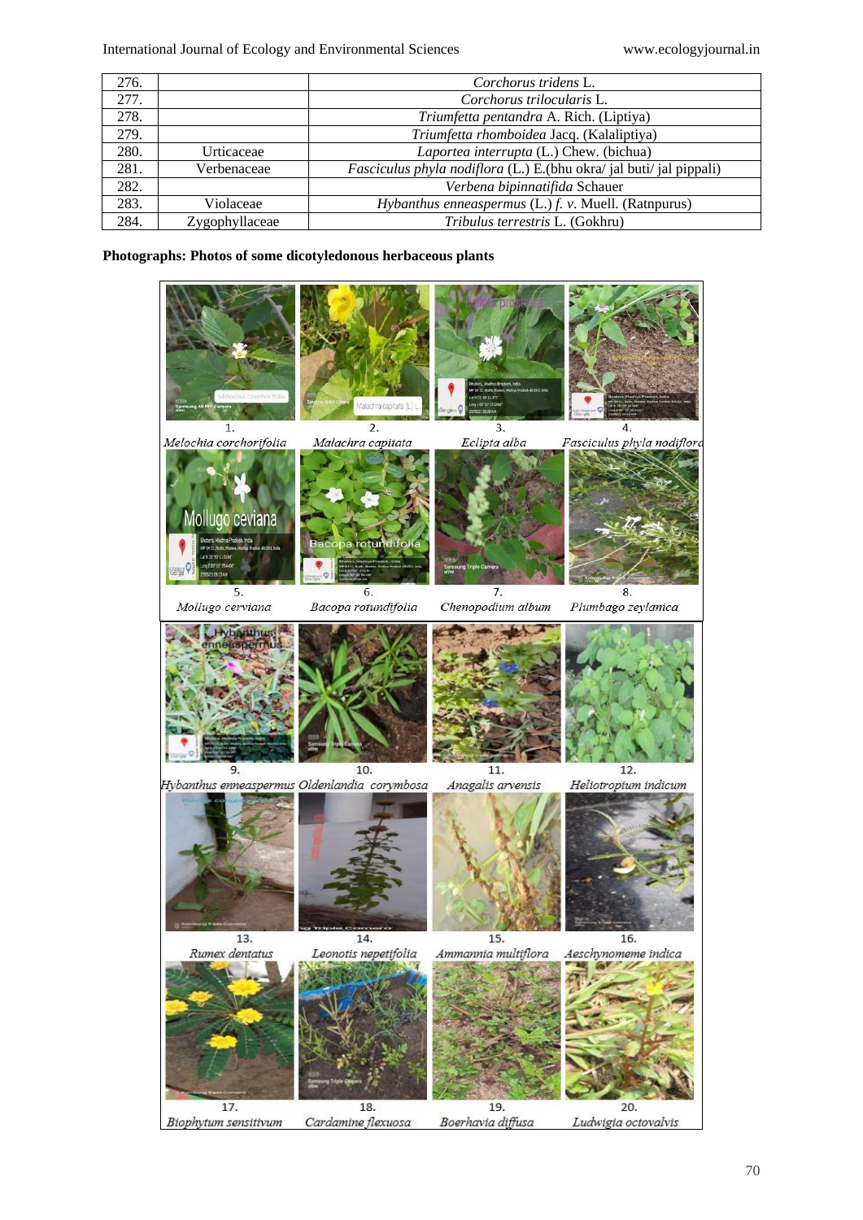| | | |
|---|---|---|
| 276. | | *Corchorus tridens* L. |
| 277. | | *Corchorus trilocularis* L. |
| 278. | | *Triumfetta pentandra* A. Rich. (Liptiya) |
| 279. | | *Triumfetta rhomboidea* Jacq. (Kalaliptiya) |
| 280. | Urticaceae | *Laportea interrupta* (L.) Chew. (bichua) |
| 281. | Verbenaceae | *Fasciculus phyla nodiflora* (L.) E.(bhu okra/ jal buti/ jal pippali) |
| 282. | | *Verbena bipinnatifida* Schauer |
| 283. | Violaceae | *Hybanthus enneaspermus* (L.) *f. v.* Muell. (Ratnpurus) |
| 284. | Zygophyllaceae | *Tribulus terrestris* L. (Gokhru) |

**Photographs: Photos of some dicotyledonous herbaceous plants**

1. *Melochia corchorifolia*
2. *Malachra capitata*
3. *Eclipta alba*
4. *Fasciculus phyla nodiflora*
5. *Mollugo cerviana*
6. *Bacopa rotundifolia*
7. *Chenopodium album*
8. *Plumbago zeylanica*
9. *Hybanthus enneaspermus*
10. *Oldenlandia corymbosa*
11. *Anagalis arvensis*
12. *Heliotropium indicum*
13. *Rumex dentatus*
14. *Leonotis nepetifolia*
15. *Ammannia multiflora*
16. *Aeschynomeme indica*
17. *Biophytum sensitivum*
18. *Cardamine flexuosa*
19. *Boerhavia diffusa*
20. *Ludwigia octovalvis*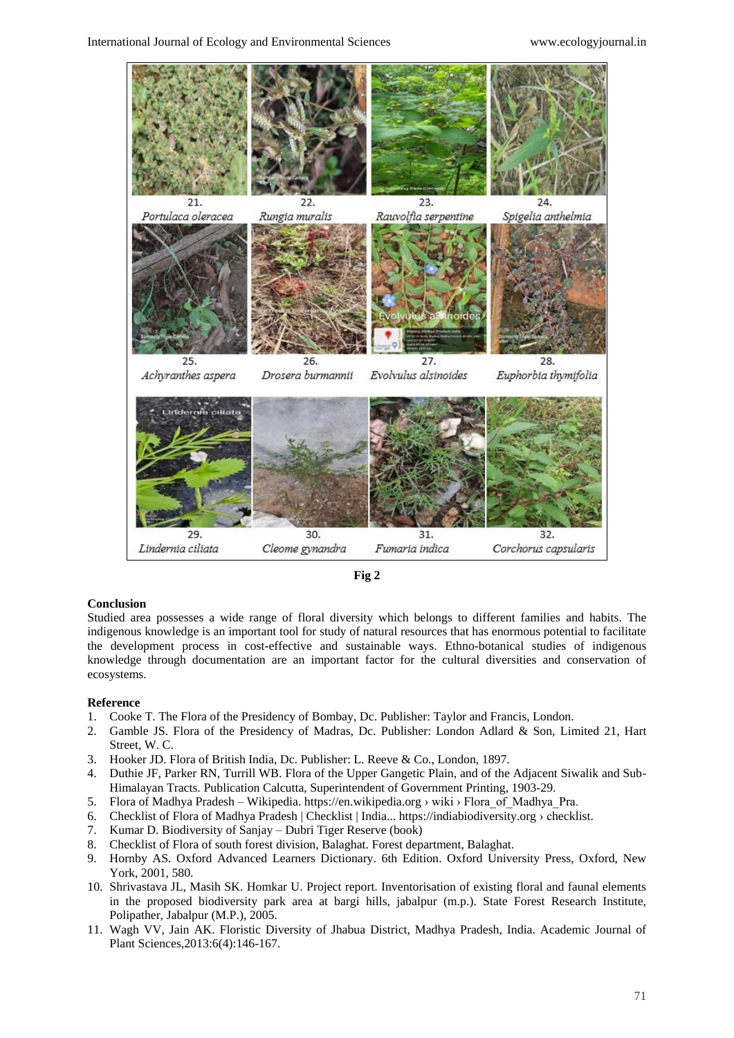21. *Portulaca oleracea*
22. *Rungia muralis*
23. *Rauvolfia serpentine*
24. *Spigelia anthelmia*
25. *Achyranthes aspera*
26. *Drosera burmannii*
27. *Evolvulus alsinoides*
28. *Euphorbia thymifolia*
29. *Lindernia ciliata*
30. *Cleome gynandra*
31. *Fumaria indica*
32. *Corchorus capsularis*

**Fig 2**

## Conclusion

Studied area possesses a wide range of floral diversity which belongs to different families and habits. The indigenous knowledge is an important tool for study of natural resources that has enormous potential to facilitate the development process in cost-effective and sustainable ways. Ethno-botanical studies of indigenous knowledge through documentation are an important factor for the cultural diversities and conservation of ecosystems.

## Reference

1. Cooke T. The Flora of the Presidency of Bombay, Dc. Publisher: Taylor and Francis, London.
2. Gamble JS. Flora of the Presidency of Madras, Dc. Publisher: London Adlard & Son, Limited 21, Hart Street, W. C.
3. Hooker JD. Flora of British India, Dc. Publisher: L. Reeve & Co., London, 1897.
4. Duthie JF, Parker RN, Turrill WB. Flora of the Upper Gangetic Plain, and of the Adjacent Siwalik and Sub-Himalayan Tracts. Publication Calcutta, Superintendent of Government Printing, 1903-29.
5. Flora of Madhya Pradesh – Wikipedia. https://en.wikipedia.org › wiki › Flora_of_Madhya_Pra.
6. Checklist of Flora of Madhya Pradesh | Checklist | India... https://indiabiodiversity.org › checklist.
7. Kumar D. Biodiversity of Sanjay – Dubri Tiger Reserve (book)
8. Checklist of Flora of south forest division, Balaghat. Forest department, Balaghat.
9. Hornby AS. Oxford Advanced Learners Dictionary. 6th Edition. Oxford University Press, Oxford, New York, 2001, 580.
10. Shrivastava JL, Masih SK. Homkar U. Project report. Inventorisation of existing floral and faunal elements in the proposed biodiversity park area at bargi hills, jabalpur (m.p.). State Forest Research Institute, Polipather, Jabalpur (M.P.), 2005.
11. Wagh VV, Jain AK. Floristic Diversity of Jhabua District, Madhya Pradesh, India. Academic Journal of Plant Sciences,2013:6(4):146-167.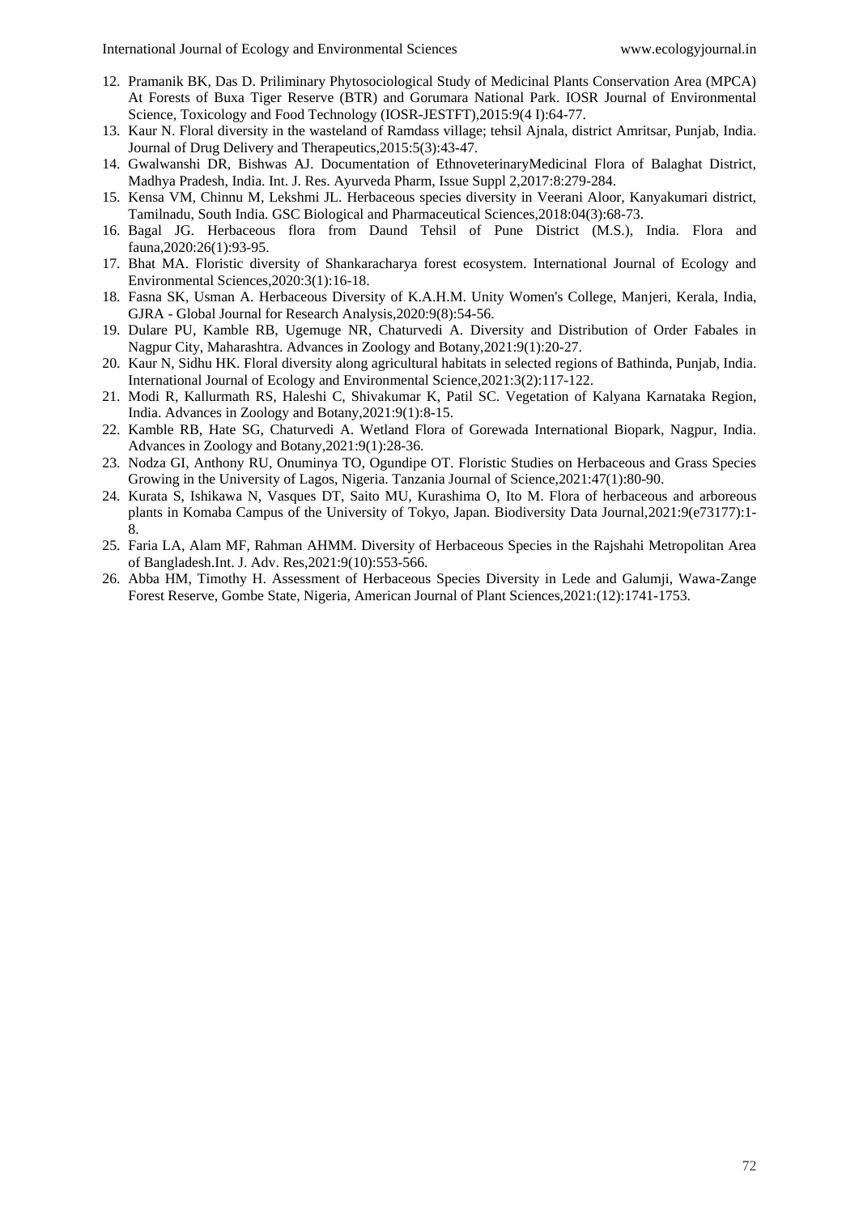12. Pramanik BK, Das D. Priliminary Phytosociological Study of Medicinal Plants Conservation Area (MPCA) At Forests of Buxa Tiger Reserve (BTR) and Gorumara National Park. IOSR Journal of Environmental Science, Toxicology and Food Technology (IOSR-JESTFT),2015:9(4 I):64-77.
13. Kaur N. Floral diversity in the wasteland of Ramdass village; tehsil Ajnala, district Amritsar, Punjab, India. Journal of Drug Delivery and Therapeutics,2015:5(3):43-47.
14. Gwalwanshi DR, Bishwas AJ. Documentation of EthnoveterinaryMedicinal Flora of Balaghat District, Madhya Pradesh, India. Int. J. Res. Ayurveda Pharm, Issue Suppl 2,2017:8:279-284.
15. Kensa VM, Chinnu M, Lekshmi JL. Herbaceous species diversity in Veerani Aloor, Kanyakumari district, Tamilnadu, South India. GSC Biological and Pharmaceutical Sciences,2018:04(3):68-73.
16. Bagal JG. Herbaceous flora from Daund Tehsil of Pune District (M.S.), India. Flora and fauna,2020:26(1):93-95.
17. Bhat MA. Floristic diversity of Shankaracharya forest ecosystem. International Journal of Ecology and Environmental Sciences,2020:3(1):16-18.
18. Fasna SK, Usman A. Herbaceous Diversity of K.A.H.M. Unity Women's College, Manjeri, Kerala, India, GJRA - Global Journal for Research Analysis,2020:9(8):54-56.
19. Dulare PU, Kamble RB, Ugemuge NR, Chaturvedi A. Diversity and Distribution of Order Fabales in Nagpur City, Maharashtra. Advances in Zoology and Botany,2021:9(1):20-27.
20. Kaur N, Sidhu HK. Floral diversity along agricultural habitats in selected regions of Bathinda, Punjab, India. International Journal of Ecology and Environmental Science,2021:3(2):117-122.
21. Modi R, Kallurmath RS, Haleshi C, Shivakumar K, Patil SC. Vegetation of Kalyana Karnataka Region, India. Advances in Zoology and Botany,2021:9(1):8-15.
22. Kamble RB, Hate SG, Chaturvedi A. Wetland Flora of Gorewada International Biopark, Nagpur, India. Advances in Zoology and Botany,2021:9(1):28-36.
23. Nodza GI, Anthony RU, Onuminya TO, Ogundipe OT. Floristic Studies on Herbaceous and Grass Species Growing in the University of Lagos, Nigeria. Tanzania Journal of Science,2021:47(1):80-90.
24. Kurata S, Ishikawa N, Vasques DT, Saito MU, Kurashima O, Ito M. Flora of herbaceous and arboreous plants in Komaba Campus of the University of Tokyo, Japan. Biodiversity Data Journal,2021:9(e73177):1-8.
25. Faria LA, Alam MF, Rahman AHMM. Diversity of Herbaceous Species in the Rajshahi Metropolitan Area of Bangladesh.Int. J. Adv. Res,2021:9(10):553-566.
26. Abba HM, Timothy H. Assessment of Herbaceous Species Diversity in Lede and Galumji, Wawa-Zange Forest Reserve, Gombe State, Nigeria, American Journal of Plant Sciences,2021:(12):1741-1753.